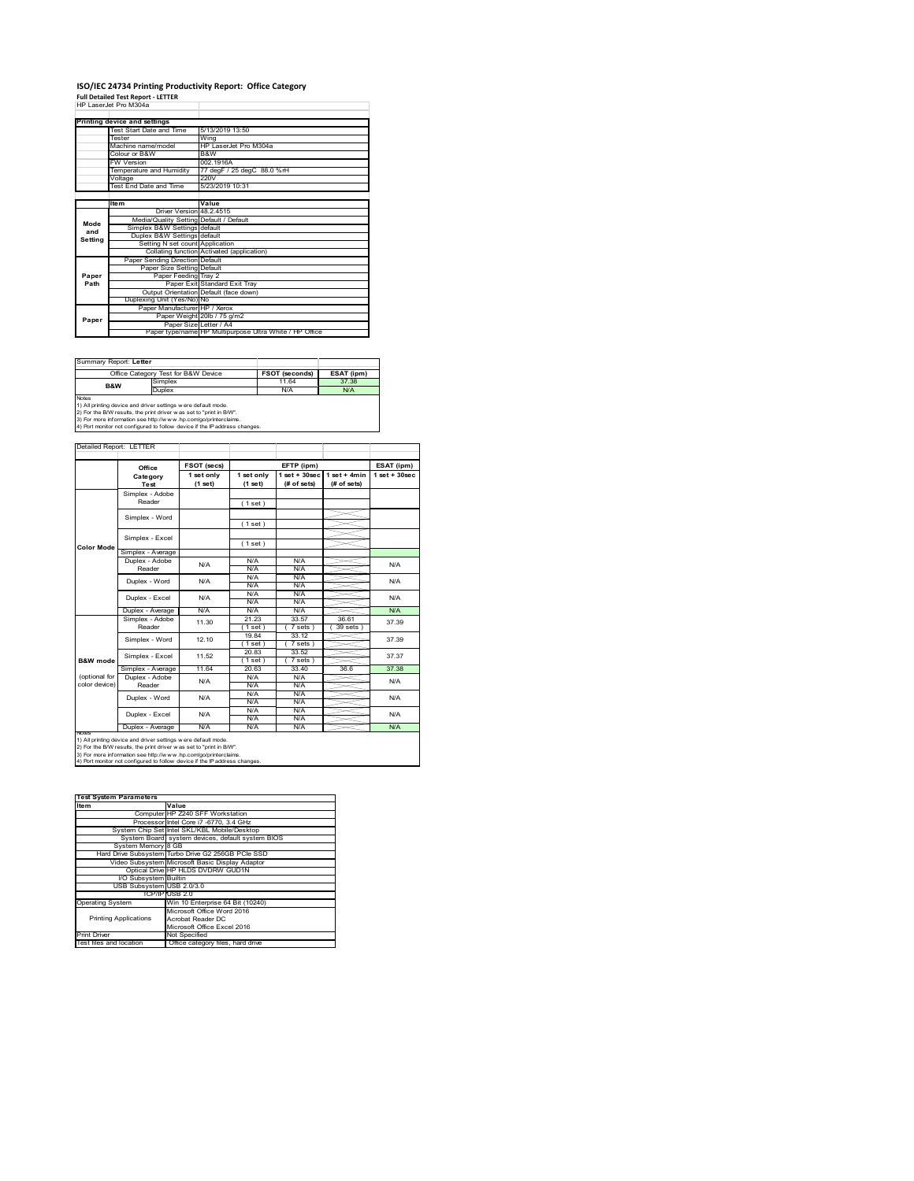# ISO/IEC 24734 Printing Productivity Report: Office Category

**Full Detailed Test Report - LETTER**

HP LaserJet Pro M304a

| Printing device and settings | |
|---|---|
| Test Start Date and Time | 5/13/2019 13:50 |
| Tester | Wing |
| Machine name/model | HP LaserJet Pro M304a |
| Colour or B&W | B&W |
| FW Version | 002.1916A |
| Temperature and Humidity | 77 degF / 25 degC 88.0 %rH |
| Voltage | 220V |
| Test End Date and Time | 5/23/2019 10:31 |

| | Item | Value |
|---|---|---|
| Mode and Setting | Driver Version | 48.2.4515 |
| | Media/Quality Setting | Default / Default |
| | Simplex B&W Settings | default |
| | Duplex B&W Settings | default |
| | Setting N set count | Application |
| | Collating function | Activated (application) |
| Paper Path | Paper Sending Direction | Default |
| | Paper Size Setting | Default |
| | Paper Feeding | Tray 2 |
| | Paper Exit | Standard Exit Tray |
| | Output Orientation | Default (face down) |
| | Duplexing Unit (Yes/No) | No |
| Paper | Paper Manufacturer | HP / Xerox |
| | Paper Weight | 20lb / 75 g/m2 |
| | Paper Size | Letter / A4 |
| | Paper type/name | HP Multipurpose Ultra White / HP Office |

Summary Report: **Letter**

| Office Category Test for B&W Device | | FSOT (seconds) | ESAT (ipm) |
|---|---|---|---|
| B&W | Simplex | 11.64 | 37.38 |
| | Duplex | N/A | N/A |

Notes
1) All printing device and driver settings were default mode.
2) For the B/W results, the print driver was set to "print in B/W".
3) For more information see http://www.hp.com/go/printerclaims.
4) Port monitor not configured to follow device if the IP address changes.

Detailed Report: LETTER

| | Office Category Test | FSOT (secs) 1 set only (1 set) | EFTP (ipm) 1 set only (1 set) | EFTP (ipm) 1 set + 30sec (# of sets) | EFTP (ipm) 1 set + 4min (# of sets) | ESAT (ipm) 1 set + 30sec |
|---|---|---|---|---|---|---|
| Color Mode | Simplex - Adobe Reader | | (1 set) | | | |
| | Simplex - Word | | (1 set) | | | |
| | Simplex - Excel | | (1 set) | | | |
| | Simplex - Average | | | | | |
| | Duplex - Adobe Reader | N/A | N/A N/A | N/A N/A | | N/A |
| | Duplex - Word | N/A | N/A N/A | N/A N/A | | N/A |
| | Duplex - Excel | N/A | N/A N/A | N/A N/A | | N/A |
| | Duplex - Average | N/A | N/A | N/A | | N/A |
| B&W mode (optional for color device) | Simplex - Adobe Reader | 11.30 | 21.23 (1 set) | 33.57 (7 sets) | 36.61 (39 sets) | 37.39 |
| | Simplex - Word | 12.10 | 19.84 (1 set) | 33.12 (7 sets) | | 37.39 |
| | Simplex - Excel | 11.52 | 20.83 (1 set) | 33.52 (7 sets) | | 37.37 |
| | Simplex - Average | 11.64 | 20.63 | 33.40 | 36.6 | 37.38 |
| | Duplex - Adobe Reader | N/A | N/A N/A | N/A N/A | | N/A |
| | Duplex - Word | N/A | N/A N/A | N/A N/A | | N/A |
| | Duplex - Excel | N/A | N/A N/A | N/A N/A | | N/A |
| | Duplex - Average | N/A | N/A | N/A | | N/A |

Notes
1) All printing device and driver settings were default mode.
2) For the B/W results, the print driver was set to "print in B/W".
3) For more information see http://www.hp.com/go/printerclaims.
4) Port monitor not configured to follow device if the IP address changes.

| Test System Parameters | |
|---|---|
| Item | Value |
| Computer | HP Z240 SFF Workstation |
| Processor | Intel Core i7 -6770, 3.4 GHz |
| System Chip Set | Intel SKL/KBL Mobile/Desktop |
| System Board | system devices, default system BIOS |
| System Memory | 8 GB |
| Hard Drive Subsystem | Turbo Drive G2 256GB PCIe SSD |
| Video Subsystem | Microsoft Basic Display Adaptor |
| Optical Drive | HP HLDS DVDRW GUD1N |
| I/O Subsystem | Builtin |
| USB Subsystem | USB 2.0/3.0 |
| TCP/IP | USB 2.0 |
| Operating System | Win 10 Enterprise 64 Bit (10240) |
| Printing Applications | Microsoft Office Word 2016<br>Acrobat Reader DC<br>Microsoft Office Excel 2016 |
| Print Driver | Not Specified |
| Test files and location | Office category files, hard drive |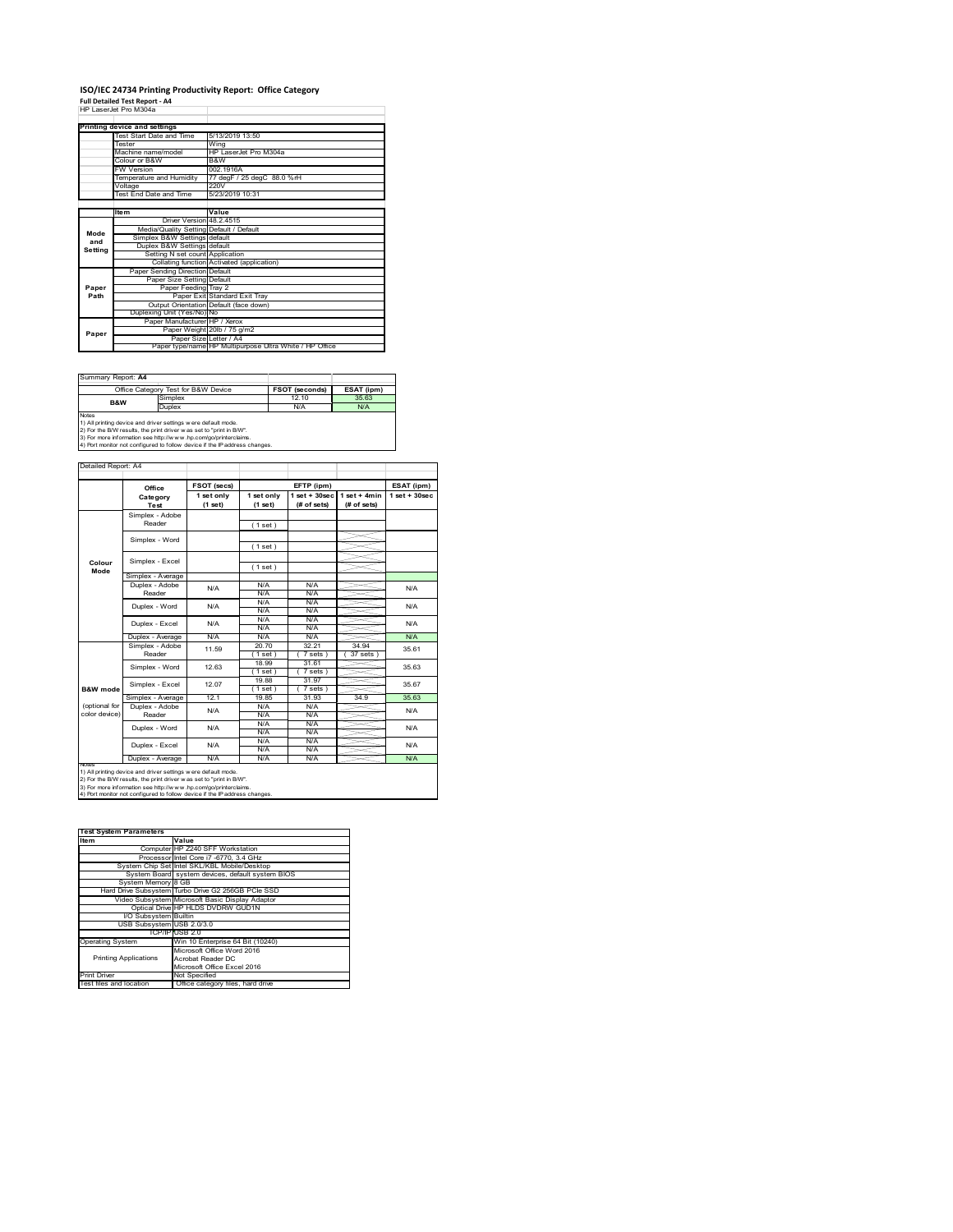# ISO/IEC 24734 Printing Productivity Report: Office Category

**Full Detailed Test Report - A4**

HP LaserJet Pro M304a

| Printing device and settings | |
|---|---|
| Test Start Date and Time | 5/13/2019 13:50 |
| Tester | Wing |
| Machine name/model | HP LaserJet Pro M304a |
| Colour or B&W | B&W |
| FW Version | 002.1916A |
| Temperature and Humidity | 77 degF / 25 degC 88.0 %rH |
| Voltage | 220V |
| Test End Date and Time | 5/23/2019 10:31 |

| | Item | Value |
|---|---|---|
| Mode and Setting | Driver Version | 48.2.4515 |
| | Media/Quality Setting | Default / Default |
| | Simplex B&W Settings | default |
| | Duplex B&W Settings | default |
| | Setting N set count | Application |
| | Collating function | Activated (application) |
| Paper Path | Paper Sending Direction | Default |
| | Paper Size Setting | Default |
| | Paper Feeding | Tray 2 |
| | Paper Exit | Standard Exit Tray |
| | Output Orientation | Default (face down) |
| | Duplexing Unit (Yes/No) | No |
| Paper | Paper Manufacturer | HP / Xerox |
| | Paper Weight | 20lb / 75 g/m2 |
| | Paper Size | Letter / A4 |
| | Paper type/name | HP Multipurpose Ultra White / HP Office |

Summary Report: **A4**

| Office Category Test for B&W Device | | FSOT (seconds) | ESAT (ipm) |
|---|---|---|---|
| B&W | Simplex | 12.10 | 35.63 |
| | Duplex | N/A | N/A |

Notes
1) All printing device and driver settings were default mode.
2) For the B/W results, the print driver was set to "print in B/W".
3) For more information see http://www.hp.com/go/printerclaims.
4) Port monitor not configured to follow device if the IP address changes.

Detailed Report: A4

| | Office Category Test | FSOT (secs) 1 set only (1 set) | EFTP (ipm) 1 set only (1 set) | EFTP (ipm) 1 set + 30sec (# of sets) | EFTP (ipm) 1 set + 4min (# of sets) | ESAT (ipm) 1 set + 30sec |
|---|---|---|---|---|---|---|
| Colour Mode | Simplex - Adobe Reader | | (1 set) | | | |
| | Simplex - Word | | (1 set) | | | |
| | Simplex - Excel | | (1 set) | | | |
| | Simplex - Average | | | | | |
| | Duplex - Adobe Reader | N/A | N/A / N/A | N/A / N/A | | N/A |
| | Duplex - Word | N/A | N/A / N/A | N/A / N/A | | N/A |
| | Duplex - Excel | N/A | N/A / N/A | N/A / N/A | | N/A |
| | Duplex - Average | N/A | N/A | N/A | | N/A |
| B&W mode (optional for color device) | Simplex - Adobe Reader | 11.59 | 20.70 (1 set) | 32.21 (7 sets) | 34.94 (37 sets) | 35.61 |
| | Simplex - Word | 12.63 | 18.99 (1 set) | 31.61 (7 sets) | | 35.63 |
| | Simplex - Excel | 12.07 | 19.88 (1 set) | 31.97 (7 sets) | | 35.67 |
| | Simplex - Average | 12.1 | 19.85 | 31.93 | 34.9 | 35.63 |
| | Duplex - Adobe Reader | N/A | N/A / N/A | N/A / N/A | | N/A |
| | Duplex - Word | N/A | N/A / N/A | N/A / N/A | | N/A |
| | Duplex - Excel | N/A | N/A / N/A | N/A / N/A | | N/A |
| | Duplex - Average | N/A | N/A | N/A | | N/A |

Notes
1) All printing device and driver settings were default mode.
2) For the B/W results, the print driver was set to "print in B/W".
3) For more information see http://www.hp.com/go/printerclaims.
4) Port monitor not configured to follow device if the IP address changes.

| Test System Parameters | |
|---|---|
| Item | Value |
| Computer | HP Z240 SFF Workstation |
| Processor | Intel Core i7 -6770, 3.4 GHz |
| System Chip Set | Intel SKL/KBL Mobile/Desktop |
| System Board | system devices, default system BIOS |
| System Memory | 8 GB |
| Hard Drive Subsystem | Turbo Drive G2 256GB PCIe SSD |
| Video Subsystem | Microsoft Basic Display Adaptor |
| Optical Drive | HP HLDS DVDRW GUD1N |
| I/O Subsystem | Builtin |
| USB Subsystem | USB 2.0/3.0 |
| TCP/IP | USB 2.0 |
| Operating System | Win 10 Enterprise 64 Bit (10240) |
| Printing Applications | Microsoft Office Word 2016<br>Acrobat Reader DC<br>Microsoft Office Excel 2016 |
| Print Driver | Not Specified |
| Test files and location | Office category files, hard drive |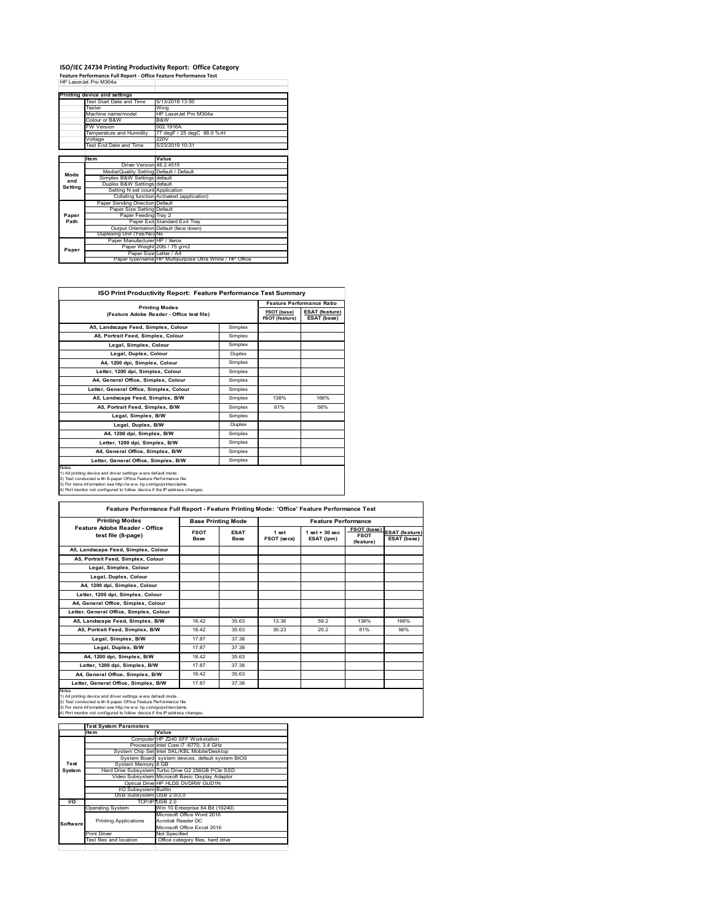# ISO/IEC 24734 Printing Productivity Report: Office Category

**Feature Performance Full Report - Office Feature Performance Test**

HP LaserJet Pro M304a

| | Printing device and settings | |
|---|---|---|
| | Test Start Date and Time | 5/13/2019 13:50 |
| | Tester | Wing |
| | Machine name/model | HP LaserJet Pro M304a |
| | Colour or B&W | B&W |
| | FW Version | 002.1916A |
| | Temperature and Humidity | 77 degF / 25 degC 88.0 %rH |
| | Voltage | 220V |
| | Test End Date and Time | 5/23/2019 10:31 |

| | Item | Value |
|---|---|---|
| Mode and Setting | Driver Version | 48.2.4515 |
| | Media/Quality Setting | Default / Default |
| | Simplex B&W Settings | default |
| | Duplex B&W Settings | default |
| | Setting N set count | Application |
| | Collating function | Activated (application) |
| Paper Path | Paper Sending Direction | Default |
| | Paper Size Setting | Default |
| | Paper Feeding | Tray 2 |
| | Paper Exit | Standard Exit Tray |
| | Output Orientation | Default (face down) |
| | Duplexing Unit (Yes/No) | No |
| Paper | Paper Manufacturer | HP / Xerox |
| | Paper Weight | 20lb / 75 g/m2 |
| | Paper Size | Letter / A4 |
| | Paper type/name | HP Multipurpose Ultra White / HP Office |

## ISO Print Productivity Report: Feature Performance Test Summary

| Printing Modes (Feature Adobe Reader - Office test file) | | Feature Performance Ratio | |
|---|---|---|---|
| | | FSOT (base) / FSOT (feature) | ESAT (feature) / ESAT (base) |
| A5, Landscape Feed, Simplex, Colour | Simplex | | |
| A5, Portrait Feed, Simplex, Colour | Simplex | | |
| Legal, Simplex, Colour | Simplex | | |
| Legal, Duplex, Colour | Duplex | | |
| A4, 1200 dpi, Simplex, Colour | Simplex | | |
| Letter, 1200 dpi, Simplex, Colour | Simplex | | |
| A4, General Office, Simplex, Colour | Simplex | | |
| Letter, General Office, Simplex, Colour | Simplex | | |
| A5, Landscape Feed, Simplex, B/W | Simplex | 138% | 166% |
| A5, Portrait Feed, Simplex, B/W | Simplex | 61% | 56% |
| Legal, Simplex, B/W | Simplex | | |
| Legal, Duplex, B/W | Duplex | | |
| A4, 1200 dpi, Simplex, B/W | Simplex | | |
| Letter, 1200 dpi, Simplex, B/W | Simplex | | |
| A4, General Office, Simplex, B/W | Simplex | | |
| Letter, General Office, Simplex, B/W | Simplex | | |

Notes
1) All printing device and driver settings were default mode.
2) Test conducted with 8-paper Office Feature Performance file.
3) For more information see http://www.hp.com/go/printerclaims.
4) Port monitor not configured to follow device if the IP address changes.

## Feature Performance Full Report - Feature Printing Mode: 'Office' Feature Performance Test

| Printing Modes | Base Printing Mode | | Feature Performance | | | |
|---|---|---|---|---|---|---|
| Feature Adobe Reader - Office test file (8-page) | FSOT Base | ESAT Base | 1 set FSOT (secs) | 1 set + 30 sec ESAT (ipm) | FSOT (base) / FSOT (feature) | ESAT (feature) / ESAT (base) |
| A5, Landscape Feed, Simplex, Colour | | | | | | |
| A5, Portrait Feed, Simplex, Colour | | | | | | |
| Legal, Simplex, Colour | | | | | | |
| Legal, Duplex, Colour | | | | | | |
| A4, 1200 dpi, Simplex, Colour | | | | | | |
| Letter, 1200 dpi, Simplex, Colour | | | | | | |
| A4, General Office, Simplex, Colour | | | | | | |
| Letter, General Office, Simplex, Colour | | | | | | |
| A5, Landscape Feed, Simplex, B/W | 18.42 | 35.63 | 13.36 | 59.2 | 138% | 166% |
| A5, Portrait Feed, Simplex, B/W | 18.42 | 35.63 | 30.23 | 20.2 | 61% | 56% |
| Legal, Simplex, B/W | 17.87 | 37.38 | | | | |
| Legal, Duplex, B/W | 17.87 | 37.38 | | | | |
| A4, 1200 dpi, Simplex, B/W | 18.42 | 35.63 | | | | |
| Letter, 1200 dpi, Simplex, B/W | 17.87 | 37.38 | | | | |
| A4, General Office, Simplex, B/W | 18.42 | 35.63 | | | | |
| Letter, General Office, Simplex, B/W | 17.87 | 37.38 | | | | |

Notes
1) All printing device and driver settings were default mode.
2) Test conducted with 8-paper Office Feature Performance file
3) For more information see http://www.hp.com/go/printerclaims.
4) Port monitor not configured to follow device if the IP address changes.

| | Test System Parameters | |
|---|---|---|
| | Item | Value |
| Test System | Computer | HP Z240 SFF Workstation |
| | Processor | Intel Core i7 -6770, 3.4 GHz |
| | System Chip Set | Intel SKL/KBL Mobile/Desktop |
| | System Board | system devices, default system BIOS |
| | System Memory | 8 GB |
| | Hard Drive Subsystem | Turbo Drive G2 256GB PCIe SSD |
| | Video Subsystem | Microsoft Basic Display Adaptor |
| | Optical Drive | HP HLDS DVDRW GUD1N |
| | I/O Subsystem | Builtin |
| | USB Subsystem | USB 2.0/3.0 |
| I/O | TCP/IP | USB 2.0 |
| Software | Operating System | Win 10 Enterprise 64 Bit (10240) |
| | Printing Applications | Microsoft Office Word 2016<br>Acrobat Reader DC<br>Microsoft Office Excel 2016 |
| | Print Driver | Not Specified |
| | Test files and location | Office category files, hard drive |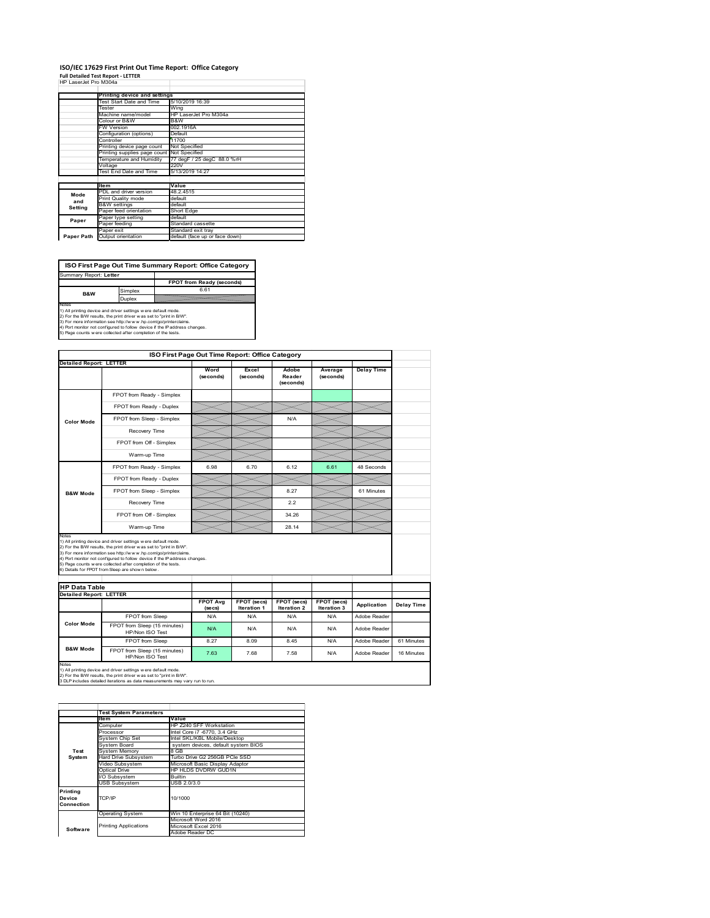# ISO/IEC 17629 First Print Out Time Report: Office Category

**Full Detailed Test Report - LETTER**

HP LaserJet Pro M304a

| | Printing device and settings | |
|---|---|---|
| | Test Start Date and Time | 5/10/2019 16:39 |
| | Tester | Wing |
| | Machine name/model | HP LaserJet Pro M304a |
| | Colour or B&W | B&W |
| | FW Version | 002.1916A |
| | Configuration (options) | Default |
| | Controller | 11700 |
| | Printing device page count | Not Specified |
| | Printing supplies page count | Not Specified |
| | Temperature and Humidity | 77 degF / 25 degC 88.0 %rH |
| | Voltage | 220V |
| | Test End Date and Time | 5/13/2019 14:27 |

| | Item | Value |
|---|---|---|
| Mode and Setting | PDL and driver version | 48.2.4515 |
| | Print Quality mode | default |
| | B&W settings | default |
| | Paper feed orientation | Short Edge |
| Paper | Paper type setting | default |
| | Paper feeding | Standard cassette |
| | Paper exit | Standard exit tray |
| Paper Path | Output orientation | default (face up or face down) |

**ISO First Page Out Time Summary Report: Office Category**

Summary Report: **Letter**

| | | FPOT from Ready (seconds) |
|---|---|---|
| B&W | Simplex | 6.61 |
| | Duplex | |

Notes
1) All printing device and driver settings were default mode.
2) For the B/W results, the print driver was set to "print in B/W".
3) For more information see http://www.hp.com/go/printerclaims.
4) Port monitor not configured to follow device if the IP address changes.
5) Page counts were collected after completion of the tests.

**ISO First Page Out Time Report: Office Category**

Detailed Report: **LETTER**

| | | Word (seconds) | Excel (seconds) | Adobe Reader (seconds) | Average (seconds) | Delay Time |
|---|---|---|---|---|---|---|
| Color Mode | FPOT from Ready - Simplex | | | | | |
| | FPOT from Ready - Duplex | | | | | |
| | FPOT from Sleep - Simplex | | | N/A | | |
| | Recovery Time | | | | | |
| | FPOT from Off - Simplex | | | | | |
| | Warm-up Time | | | | | |
| B&W Mode | FPOT from Ready - Simplex | 6.98 | 6.70 | 6.12 | 6.61 | 48 Seconds |
| | FPOT from Ready - Duplex | | | | | |
| | FPOT from Sleep - Simplex | | | 8.27 | | 61 Minutes |
| | Recovery Time | | | 2.2 | | |
| | FPOT from Off - Simplex | | | 34.26 | | |
| | Warm-up Time | | | 28.14 | | |

Notes
1) All printing device and driver settings were default mode.
2) For the B/W results, the print driver was set to "print in B/W".
3) For more information see http://www.hp.com/go/printerclaims.
4) Port monitor not configured to follow device if the IP address changes.
5) Page counts were collected after completion of the tests.
6) Details for FPOT from Sleep are shown below.

**HP Data Table**

Detailed Report: **LETTER**

| | | FPOT Avg (secs) | FPOT (secs) Iteration 1 | FPOT (secs) Iteration 2 | FPOT (secs) Iteration 3 | Application | Delay Time |
|---|---|---|---|---|---|---|---|
| Color Mode | FPOT from Sleep | N/A | N/A | N/A | N/A | Adobe Reader | |
| | FPOT from Sleep (15 minutes) HP/Non ISO Test | N/A | N/A | N/A | N/A | Adobe Reader | |
| B&W Mode | FPOT from Sleep | 8.27 | 8.09 | 8.45 | N/A | Adobe Reader | 61 Minutes |
| | FPOT from Sleep (15 minutes) HP/Non ISO Test | 7.63 | 7.68 | 7.58 | N/A | Adobe Reader | 16 Minutes |

Notes
1) All printing device and driver settings were default mode.
2) For the B/W results, the print driver was set to "print in B/W".
3 DLP includes detailed iterations as data measurements may vary run to run.

| | Test System Parameters | |
|---|---|---|
| | Item | Value |
| Test System | Computer | HP Z240 SFF Workstation |
| | Processor | Intel Core i7 -6770, 3.4 GHz |
| | System Chip Set | Intel SKL/KBL Mobile/Desktop |
| | System Board | system devices, default system BIOS |
| | System Memory | 8 GB |
| | Hard Drive Subsystem | Turbo Drive G2 256GB PCIe SSD |
| | Video Subsystem | Microsoft Basic Display Adaptor |
| | Optical Drive | HP HLDS DVDRW GUD1N |
| | I/O Subsystem | Builtin |
| | USB Subsystem | USB 2.0/3.0 |
| Printing Device Connection | TCP/IP | 10/1000 |
| Software | Operating System | Win 10 Enterprise 64 Bit (10240) |
| | Printing Applications | Microsoft Word 2016 |
| | | Microsoft Excel 2016 |
| | | Adobe Reader DC |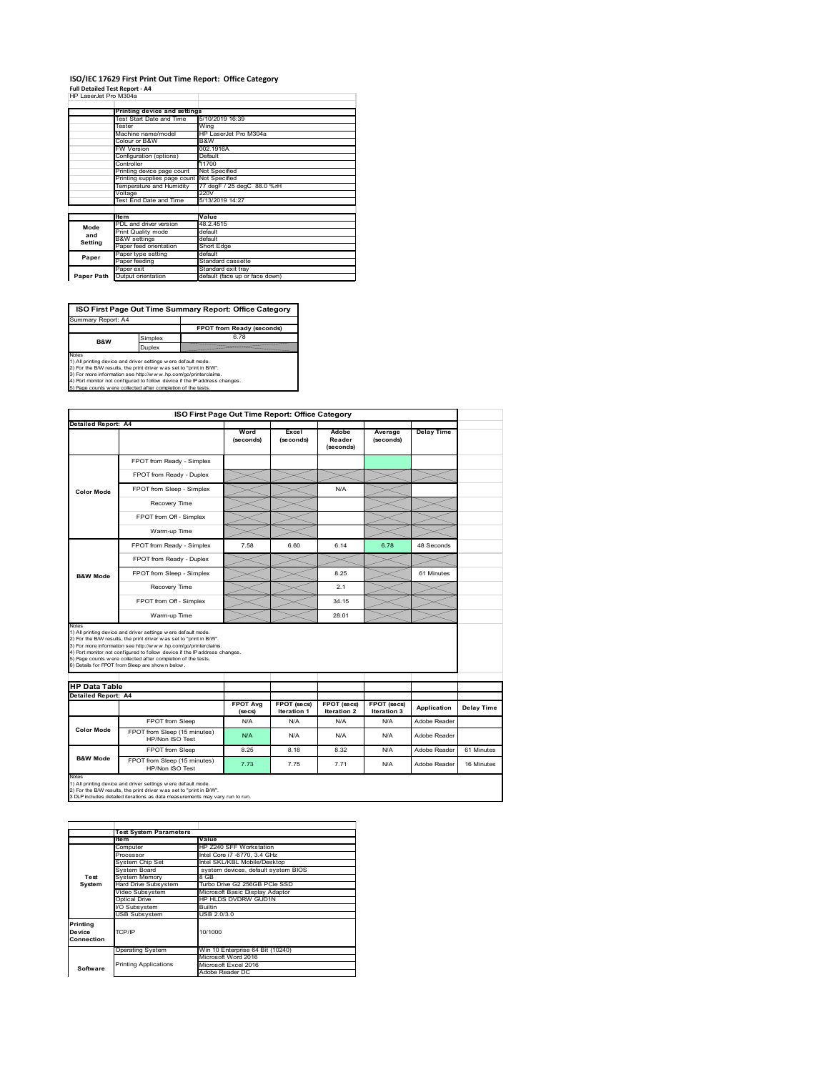# ISO/IEC 17629 First Print Out Time Report: Office Category

**Full Detailed Test Report - A4**

HP LaserJet Pro M304a

| | Printing device and settings | |
|---|---|---|
| | Test Start Date and Time | 5/10/2019 16:39 |
| | Tester | Wing |
| | Machine name/model | HP LaserJet Pro M304a |
| | Colour or B&W | B&W |
| | FW Version | 002.1916A |
| | Configuration (options) | Default |
| | Controller | 11700 |
| | Printing device page count | Not Specified |
| | Printing supplies page count | Not Specified |
| | Temperature and Humidity | 77 degF / 25 degC 88.0 %rH |
| | Voltage | 220V |
| | Test End Date and Time | 5/13/2019 14:27 |

| | Item | Value |
|---|---|---|
| Mode and Setting | PDL and driver version | 48.2.4515 |
| | Print Quality mode | default |
| | B&W settings | default |
| | Paper feed orientation | Short Edge |
| Paper | Paper type setting | default |
| | Paper feeding | Standard cassette |
| | Paper exit | Standard exit tray |
| Paper Path | Output orientation | default (face up or face down) |

## ISO First Page Out Time Summary Report: Office Category

Summary Report: A4

| | | FPOT from Ready (seconds) |
|---|---|---|
| B&W | Simplex | 6.78 |
| | Duplex | |

Notes
1) All printing device and driver settings were default mode.
2) For the B/W results, the print driver was set to "print in B/W".
3) For more information see http://www.hp.com/go/printerclaims.
4) Port monitor not configured to follow device if the IP address changes.
5) Page counts were collected after completion of the tests.

## ISO First Page Out Time Report: Office Category

Detailed Report: A4

| | | Word (seconds) | Excel (seconds) | Adobe Reader (seconds) | Average (seconds) | Delay Time |
|---|---|---|---|---|---|---|
| Color Mode | FPOT from Ready - Simplex | | | | | |
| | FPOT from Ready - Duplex | | | | | |
| | FPOT from Sleep - Simplex | | | N/A | | |
| | Recovery Time | | | | | |
| | FPOT from Off - Simplex | | | | | |
| | Warm-up Time | | | | | |
| B&W Mode | FPOT from Ready - Simplex | 7.58 | 6.60 | 6.14 | 6.78 | 48 Seconds |
| | FPOT from Ready - Duplex | | | | | |
| | FPOT from Sleep - Simplex | | | 8.25 | | 61 Minutes |
| | Recovery Time | | | 2.1 | | |
| | FPOT from Off - Simplex | | | 34.15 | | |
| | Warm-up Time | | | 28.01 | | |

Notes
1) All printing device and driver settings were default mode.
2) For the B/W results, the print driver was set to "print in B/W".
3) For more information see http://www.hp.com/go/printerclaims.
4) Port monitor not configured to follow device if the IP address changes.
5) Page counts were collected after completion of the tests.
6) Details for FPOT from Sleep are shown below.

## HP Data Table

Detailed Report: A4

| | | FPOT Avg (secs) | FPOT (secs) Iteration 1 | FPOT (secs) Iteration 2 | FPOT (secs) Iteration 3 | Application | Delay Time |
|---|---|---|---|---|---|---|---|
| Color Mode | FPOT from Sleep | N/A | N/A | N/A | N/A | Adobe Reader | |
| | FPOT from Sleep (15 minutes) HP/Non ISO Test | N/A | N/A | N/A | N/A | Adobe Reader | |
| B&W Mode | FPOT from Sleep | 8.25 | 8.18 | 8.32 | N/A | Adobe Reader | 61 Minutes |
| | FPOT from Sleep (15 minutes) HP/Non ISO Test | 7.73 | 7.75 | 7.71 | N/A | Adobe Reader | 16 Minutes |

Notes
1) All printing device and driver settings were default mode.
2) For the B/W results, the print driver was set to "print in B/W".
3 DLP includes detailed iterations as data measurements may vary run to run.

| | Test System Parameters | |
|---|---|---|
| | Item | Value |
| Test System | Computer | HP Z240 SFF Workstation |
| | Processor | Intel Core i7 -6770, 3.4 GHz |
| | System Chip Set | Intel SKL/KBL Mobile/Desktop |
| | System Board | system devices, default system BIOS |
| | System Memory | 8 GB |
| | Hard Drive Subsystem | Turbo Drive G2 256GB PCIe SSD |
| | Video Subsystem | Microsoft Basic Display Adaptor |
| | Optical Drive | HP HLDS DVDRW GUD1N |
| | I/O Subsystem | Builtin |
| | USB Subsystem | USB 2.0/3.0 |
| Printing Device Connection | TCP/IP | 10/1000 |
| Software | Operating System | Win 10 Enterprise 64 Bit (10240) |
| | Printing Applications | Microsoft Word 2016 |
| | | Microsoft Excel 2016 |
| | | Adobe Reader DC |